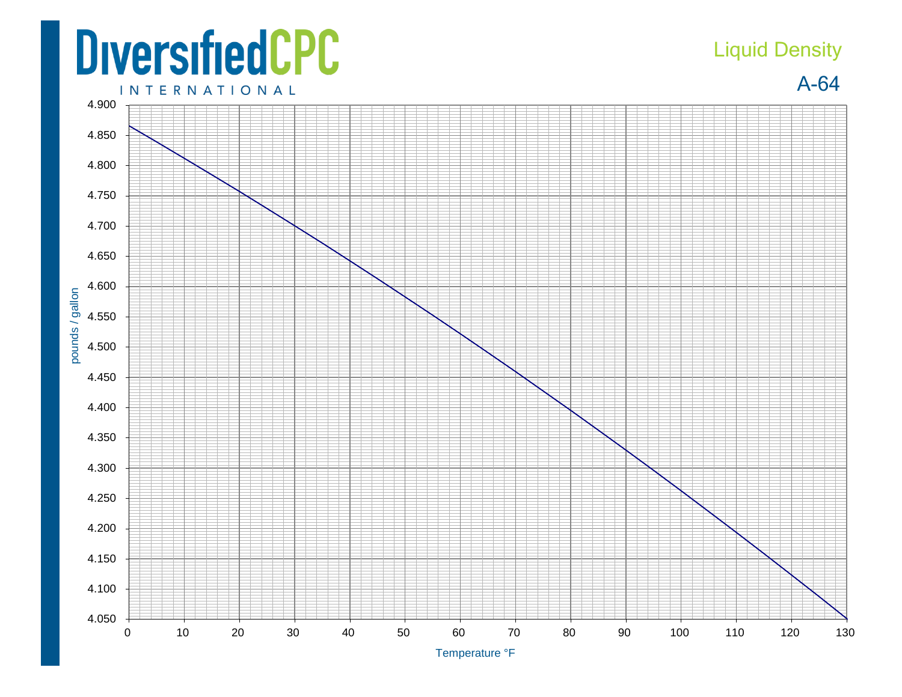# DiversifiedCPC INTERNATIONAL

## Liquid Density

## A-64

pounds / gallon

4.900
4.850
4.800
4.750
4.700
4.650
4.600
4.550
4.500
4.450
4.400
4.350
4.300
4.250
4.200
4.150
4.100
4.050

0 10 20 30 40 50 60 70 80 90 100 110 120 130

Temperature °F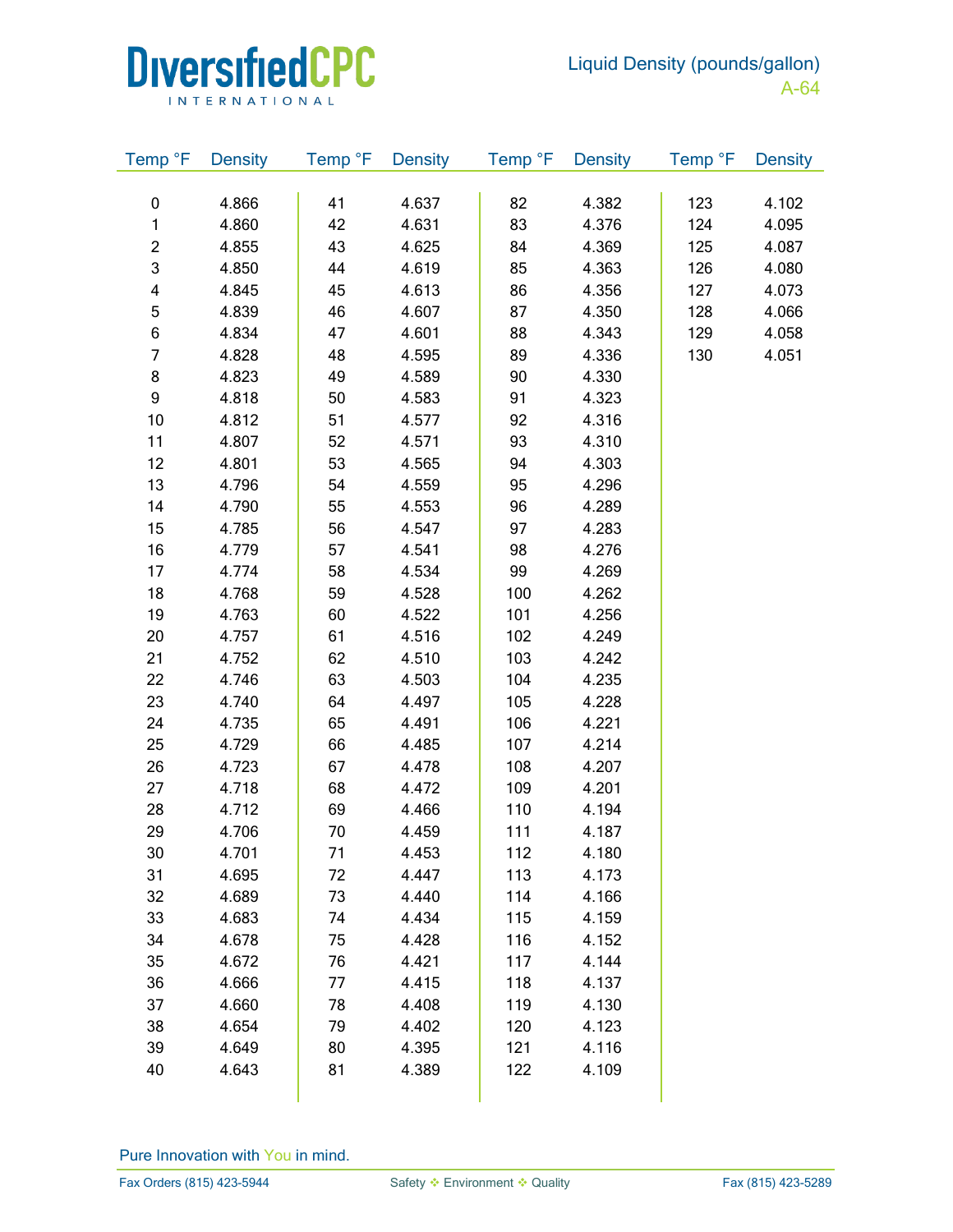DiversifiedCPC INTERNATIONAL

# Liquid Density (pounds/gallon)

## A-64

| Temp °F | Density | Temp °F | Density | Temp °F | Density | Temp °F | Density |
|---|---|---|---|---|---|---|---|
| 0 | 4.866 | 41 | 4.637 | 82 | 4.382 | 123 | 4.102 |
| 1 | 4.860 | 42 | 4.631 | 83 | 4.376 | 124 | 4.095 |
| 2 | 4.855 | 43 | 4.625 | 84 | 4.369 | 125 | 4.087 |
| 3 | 4.850 | 44 | 4.619 | 85 | 4.363 | 126 | 4.080 |
| 4 | 4.845 | 45 | 4.613 | 86 | 4.356 | 127 | 4.073 |
| 5 | 4.839 | 46 | 4.607 | 87 | 4.350 | 128 | 4.066 |
| 6 | 4.834 | 47 | 4.601 | 88 | 4.343 | 129 | 4.058 |
| 7 | 4.828 | 48 | 4.595 | 89 | 4.336 | 130 | 4.051 |
| 8 | 4.823 | 49 | 4.589 | 90 | 4.330 | | |
| 9 | 4.818 | 50 | 4.583 | 91 | 4.323 | | |
| 10 | 4.812 | 51 | 4.577 | 92 | 4.316 | | |
| 11 | 4.807 | 52 | 4.571 | 93 | 4.310 | | |
| 12 | 4.801 | 53 | 4.565 | 94 | 4.303 | | |
| 13 | 4.796 | 54 | 4.559 | 95 | 4.296 | | |
| 14 | 4.790 | 55 | 4.553 | 96 | 4.289 | | |
| 15 | 4.785 | 56 | 4.547 | 97 | 4.283 | | |
| 16 | 4.779 | 57 | 4.541 | 98 | 4.276 | | |
| 17 | 4.774 | 58 | 4.534 | 99 | 4.269 | | |
| 18 | 4.768 | 59 | 4.528 | 100 | 4.262 | | |
| 19 | 4.763 | 60 | 4.522 | 101 | 4.256 | | |
| 20 | 4.757 | 61 | 4.516 | 102 | 4.249 | | |
| 21 | 4.752 | 62 | 4.510 | 103 | 4.242 | | |
| 22 | 4.746 | 63 | 4.503 | 104 | 4.235 | | |
| 23 | 4.740 | 64 | 4.497 | 105 | 4.228 | | |
| 24 | 4.735 | 65 | 4.491 | 106 | 4.221 | | |
| 25 | 4.729 | 66 | 4.485 | 107 | 4.214 | | |
| 26 | 4.723 | 67 | 4.478 | 108 | 4.207 | | |
| 27 | 4.718 | 68 | 4.472 | 109 | 4.201 | | |
| 28 | 4.712 | 69 | 4.466 | 110 | 4.194 | | |
| 29 | 4.706 | 70 | 4.459 | 111 | 4.187 | | |
| 30 | 4.701 | 71 | 4.453 | 112 | 4.180 | | |
| 31 | 4.695 | 72 | 4.447 | 113 | 4.173 | | |
| 32 | 4.689 | 73 | 4.440 | 114 | 4.166 | | |
| 33 | 4.683 | 74 | 4.434 | 115 | 4.159 | | |
| 34 | 4.678 | 75 | 4.428 | 116 | 4.152 | | |
| 35 | 4.672 | 76 | 4.421 | 117 | 4.144 | | |
| 36 | 4.666 | 77 | 4.415 | 118 | 4.137 | | |
| 37 | 4.660 | 78 | 4.408 | 119 | 4.130 | | |
| 38 | 4.654 | 79 | 4.402 | 120 | 4.123 | | |
| 39 | 4.649 | 80 | 4.395 | 121 | 4.116 | | |
| 40 | 4.643 | 81 | 4.389 | 122 | 4.109 | | |

Pure Innovation with You in mind.

Fax Orders (815) 423-5944 Safety ❖ Environment ❖ Quality Fax (815) 423-5289